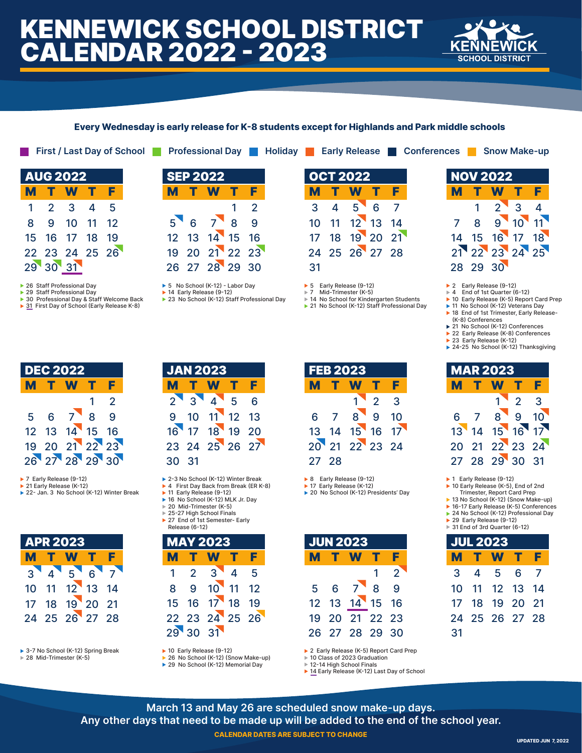# KENNEWICK SCHOOL DISTRICT CALENDAR 2022 - 2023

KENNEWICK SCHOOL DISTRICT

**Every Wednesday is early release for K-8 students except for Highlands and Park middle schools**

First / Last Day of School | Professional Day | Holiday | Early Release | Conferences | Snow Make-up

## AUG 2022

| M | T | W | T | F |
|---|---|---|---|---|
| 1 | 2 | 3 | 4 | 5 |
| 8 | 9 | 10 | 11 | 12 |
| 15 | 16 | 17 | 18 | 19 |
| 22 | 23 | 24 | 25 | 26 |
| 29 | 30 | 31 | | |

- 26 Staff Professional Day
- 29 Staff Professional Day
- 30 Professional Day & Staff Welcome Back
- 31 First Day of School (Early Release K-8)

## SEP 2022

| M | T | W | T | F |
|---|---|---|---|---|
| | | | 1 | 2 |
| 5 | 6 | 7 | 8 | 9 |
| 12 | 13 | 14 | 15 | 16 |
| 19 | 20 | 21 | 22 | 23 |
| 26 | 27 | 28 | 29 | 30 |

- 5 No School (K-12) - Labor Day
- 14 Early Release (9-12)
- 23 No School (K-12) Staff Professional Day

## OCT 2022

| M | T | W | T | F |
|---|---|---|---|---|
| 3 | 4 | 5 | 6 | 7 |
| 10 | 11 | 12 | 13 | 14 |
| 17 | 18 | 19 | 20 | 21 |
| 24 | 25 | 26 | 27 | 28 |
| 31 | | | | |

- 5 Early Release (9-12)
- 7 Mid-Trimester (K-5)
- 14 No School for Kindergarten Students
- 21 No School (K-12) Staff Professional Day

## NOV 2022

| M | T | W | T | F |
|---|---|---|---|---|
| | 1 | 2 | 3 | 4 |
| 7 | 8 | 9 | 10 | 11 |
| 14 | 15 | 16 | 17 | 18 |
| 21 | 22 | 23 | 24 | 25 |
| 28 | 29 | 30 | | |

- 2 Early Release (9-12)
- 4 End of 1st Quarter (6-12)
- 10 Early Release (K-5) Report Card Prep
- 11 No School (K-12) Veterans Day
- 18 End of 1st Trimester, Early Release-(K-8) Conferences
- 21 No School (K-12) Conferences
- 22 Early Release (K-8) Conferences
- 23 Early Release (K-12)
- 24-25 No School (K-12) Thanksgiving

## DEC 2022

| M | T | W | T | F |
|---|---|---|---|---|
| | | | 1 | 2 |
| 5 | 6 | 7 | 8 | 9 |
| 12 | 13 | 14 | 15 | 16 |
| 19 | 20 | 21 | 22 | 23 |
| 26 | 27 | 28 | 29 | 30 |

- 7 Early Release (9-12)
- 21 Early Release (K-12)
- 22- Jan. 3 No School (K-12) Winter Break

## JAN 2023

| M | T | W | T | F |
|---|---|---|---|---|
| 2 | 3 | 4 | 5 | 6 |
| 9 | 10 | 11 | 12 | 13 |
| 16 | 17 | 18 | 19 | 20 |
| 23 | 24 | 25 | 26 | 27 |
| 30 | 31 | | | |

- 2-3 No School (K-12) Winter Break
- 4 First Day Back from Break (ER K-8)
- 11 Early Release (9-12)
- 16 No School (K-12) MLK Jr. Day
- 20 Mid-Trimester (K-5)
- 25-27 High School Finals
- 27 End of 1st Semester- Early Release (6-12)

## FEB 2023

| M | T | W | T | F |
|---|---|---|---|---|
| | | 1 | 2 | 3 |
| 6 | 7 | 8 | 9 | 10 |
| 13 | 14 | 15 | 16 | 17 |
| 20 | 21 | 22 | 23 | 24 |
| 27 | 28 | | | |

- 8 Early Release (9-12)
- 17 Early Release (K-12)
- 20 No School (K-12) Presidents' Day

## MAR 2023

| M | T | W | T | F |
|---|---|---|---|---|
| | | 1 | 2 | 3 |
| 6 | 7 | 8 | 9 | 10 |
| 13 | 14 | 15 | 16 | 17 |
| 20 | 21 | 22 | 23 | 24 |
| 27 | 28 | 29 | 30 | 31 |

- 1 Early Release (9-12)
- 10 Early Release (K-5), End of 2nd Trimester, Report Card Prep
- 13 No School (K-12) (Snow Make-up)
- 16-17 Early Release (K-5) Conferences
- 24 No School (K-12) Professional Day
- 29 Early Release (9-12)
- 31 End of 3rd Quarter (6-12)

## APR 2023

| M | T | W | T | F |
|---|---|---|---|---|
| 3 | 4 | 5 | 6 | 7 |
| 10 | 11 | 12 | 13 | 14 |
| 17 | 18 | 19 | 20 | 21 |
| 24 | 25 | 26 | 27 | 28 |

- 3-7 No School (K-12) Spring Break
- 28 Mid-Trimester (K-5)

## MAY 2023

| M | T | W | T | F |
|---|---|---|---|---|
| 1 | 2 | 3 | 4 | 5 |
| 8 | 9 | 10 | 11 | 12 |
| 15 | 16 | 17 | 18 | 19 |
| 22 | 23 | 24 | 25 | 26 |
| 29 | 30 | 31 | | |

- 10 Early Release (9-12)
- 26 No School (K-12) (Snow Make-up)
- 29 No School (K-12) Memorial Day

## JUN 2023

| M | T | W | T | F |
|---|---|---|---|---|
| | | | 1 | 2 |
| 5 | 6 | 7 | 8 | 9 |
| 12 | 13 | 14 | 15 | 16 |
| 19 | 20 | 21 | 22 | 23 |
| 26 | 27 | 28 | 29 | 30 |

- 2 Early Release (K-5) Report Card Prep
- 10 Class of 2023 Graduation
- 12-14 High School Finals
- 14 Early Release (K-12) Last Day of School

## JUL 2023

| M | T | W | T | F |
|---|---|---|---|---|
| 3 | 4 | 5 | 6 | 7 |
| 10 | 11 | 12 | 13 | 14 |
| 17 | 18 | 19 | 20 | 21 |
| 24 | 25 | 26 | 27 | 28 |
| 31 | | | | |

**March 13 and May 26 are scheduled snow make-up days.**
**Any other days that need to be made up will be added to the end of the school year.**

**CALENDAR DATES ARE SUBJECT TO CHANGE**

UPDATED JUN 7, 2022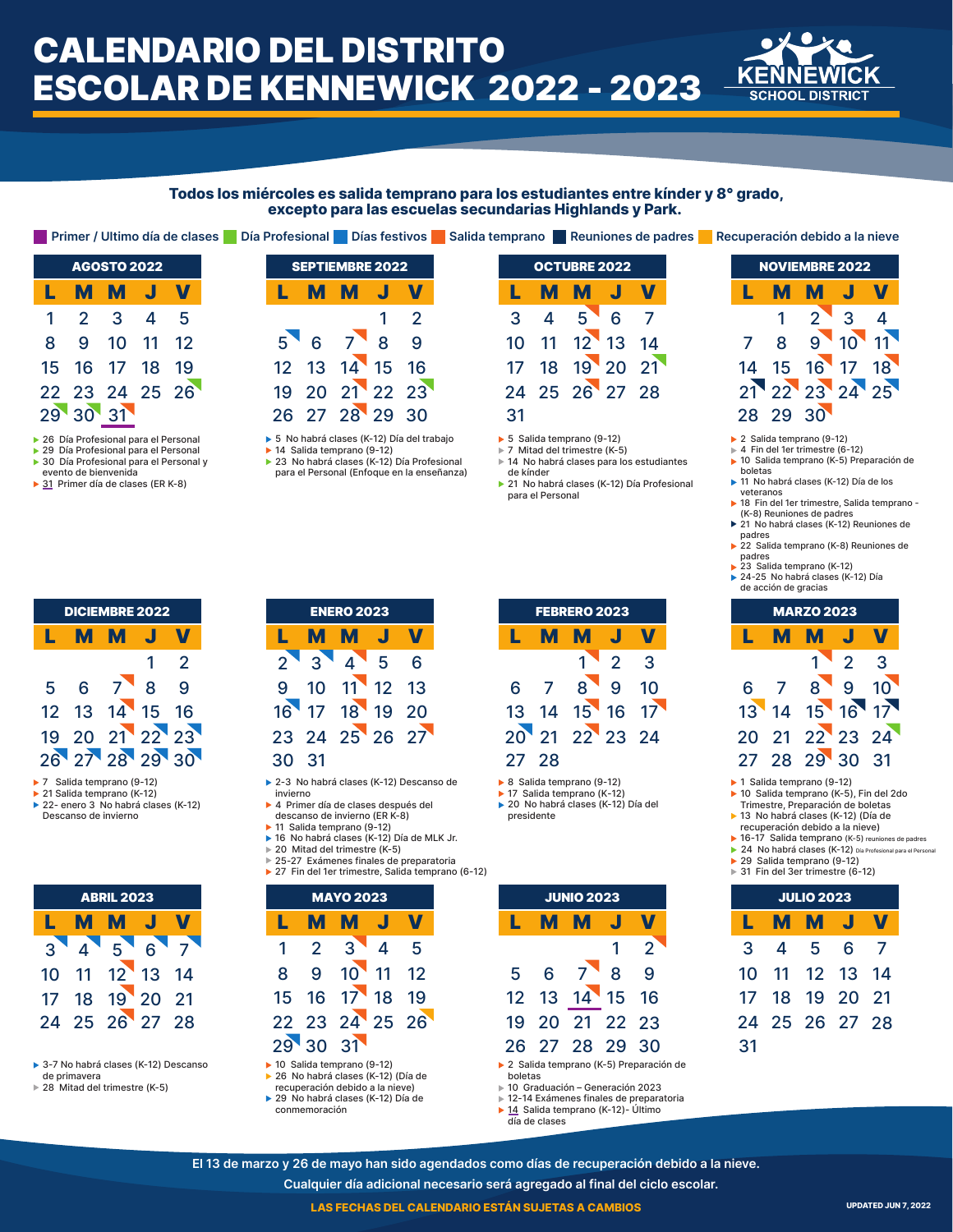# CALENDARIO DEL DISTRITO ESCOLAR DE KENNEWICK 2022 - 2023

KENNEWICK SCHOOL DISTRICT

**Todos los miércoles es salida temprano para los estudiantes entre kínder y 8° grado, excepto para las escuelas secundarias Highlands y Park.**

Primer / Ultimo día de clases | Día Profesional | Días festivos | Salida temprano | Reuniones de padres | Recuperación debido a la nieve

## AGOSTO 2022

| L | M | M | J | V |
|---|---|---|---|---|
| 1 | 2 | 3 | 4 | 5 |
| 8 | 9 | 10 | 11 | 12 |
| 15 | 16 | 17 | 18 | 19 |
| 22 | 23 | 24 | 25 | 26 |
| 29 | 30 | 31 | | |

- 26 Día Profesional para el Personal
- 29 Día Profesional para el Personal
- 30 Día Profesional para el Personal y evento de bienvenida
- 31 Primer día de clases (ER K-8)

## SEPTIEMBRE 2022

| L | M | M | J | V |
|---|---|---|---|---|
| | | | 1 | 2 |
| 5 | 6 | 7 | 8 | 9 |
| 12 | 13 | 14 | 15 | 16 |
| 19 | 20 | 21 | 22 | 23 |
| 26 | 27 | 28 | 29 | 30 |

- 5 No habrá clases (K-12) Día del trabajo
- 14 Salida temprano (9-12)
- 23 No habrá clases (K-12) Día Profesional para el Personal (Enfoque en la enseñanza)

## OCTUBRE 2022

| L | M | M | J | V |
|---|---|---|---|---|
| 3 | 4 | 5 | 6 | 7 |
| 10 | 11 | 12 | 13 | 14 |
| 17 | 18 | 19 | 20 | 21 |
| 24 | 25 | 26 | 27 | 28 |
| 31 | | | | |

- 5 Salida temprano (9-12)
- 7 Mitad del trimestre (K-5)
- 14 No habrá clases para los estudiantes de kínder
- 21 No habrá clases (K-12) Día Profesional para el Personal

## NOVIEMBRE 2022

| L | M | M | J | V |
|---|---|---|---|---|
| | 1 | 2 | 3 | 4 |
| 7 | 8 | 9 | 10 | 11 |
| 14 | 15 | 16 | 17 | 18 |
| 21 | 22 | 23 | 24 | 25 |
| 28 | 29 | 30 | | |

- 2 Salida temprano (9-12)
- 4 Fin del 1er trimestre (6-12)
- 10 Salida temprano (K-5) Preparación de boletas
- 11 No habrá clases (K-12) Día de los veteranos
- 18 Fin del 1er trimestre, Salida temprano - (K-8) Reuniones de padres
- 21 No habrá clases (K-12) Reuniones de padres
- 22 Salida temprano (K-8) Reuniones de padres
- 23 Salida temprano (K-12)
- 24-25 No habrá clases (K-12) Día de acción de gracias

## DICIEMBRE 2022

| L | M | M | J | V |
|---|---|---|---|---|
| | | | 1 | 2 |
| 5 | 6 | 7 | 8 | 9 |
| 12 | 13 | 14 | 15 | 16 |
| 19 | 20 | 21 | 22 | 23 |
| 26 | 27 | 28 | 29 | 30 |

- 7 Salida temprano (9-12)
- 21 Salida temprano (K-12)
- 22- enero 3 No habrá clases (K-12) Descanso de invierno

## ENERO 2023

| L | M | M | J | V |
|---|---|---|---|---|
| 2 | 3 | 4 | 5 | 6 |
| 9 | 10 | 11 | 12 | 13 |
| 16 | 17 | 18 | 19 | 20 |
| 23 | 24 | 25 | 26 | 27 |
| 30 | 31 | | | |

- 2-3 No habrá clases (K-12) Descanso de invierno
- 4 Primer día de clases después del descanso de invierno (ER K-8)
- 11 Salida temprano (9-12)
- 16 No habrá clases (K-12) Día de MLK Jr.
- 20 Mitad del trimestre (K-5)
- 25-27 Exámenes finales de preparatoria
- 27 Fin del 1er trimestre, Salida temprano (6-12)

## FEBRERO 2023

| L | M | M | J | V |
|---|---|---|---|---|
| | | 1 | 2 | 3 |
| 6 | 7 | 8 | 9 | 10 |
| 13 | 14 | 15 | 16 | 17 |
| 20 | 21 | 22 | 23 | 24 |
| 27 | 28 | | | |

- 8 Salida temprano (9-12)
- 17 Salida temprano (K-12)
- 20 No habrá clases (K-12) Día del presidente

## MARZO 2023

| L | M | M | J | V |
|---|---|---|---|---|
| | | 1 | 2 | 3 |
| 6 | 7 | 8 | 9 | 10 |
| 13 | 14 | 15 | 16 | 17 |
| 20 | 21 | 22 | 23 | 24 |
| 27 | 28 | 29 | 30 | 31 |

- 1 Salida temprano (9-12)
- 10 Salida temprano (K-5), Fin del 2do Trimestre, Preparación de boletas
- 13 No habrá clases (K-12) (Día de recuperación debido a la nieve)
- 16-17 Salida temprano (K-5) reuniones de padres
- 24 No habrá clases (K-12) Día Profesional para el Personal
- 29 Salida temprano (9-12)
- 31 Fin del 3er trimestre (6-12)

## ABRIL 2023

| L | M | M | J | V |
|---|---|---|---|---|
| 3 | 4 | 5 | 6 | 7 |
| 10 | 11 | 12 | 13 | 14 |
| 17 | 18 | 19 | 20 | 21 |
| 24 | 25 | 26 | 27 | 28 |

- 3-7 No habrá clases (K-12) Descanso de primavera
- 28 Mitad del trimestre (K-5)

## MAYO 2023

| L | M | M | J | V |
|---|---|---|---|---|
| 1 | 2 | 3 | 4 | 5 |
| 8 | 9 | 10 | 11 | 12 |
| 15 | 16 | 17 | 18 | 19 |
| 22 | 23 | 24 | 25 | 26 |
| 29 | 30 | 31 | | |

- 10 Salida temprano (9-12)
- 26 No habrá clases (K-12) (Día de recuperación debido a la nieve)
- 29 No habrá clases (K-12) Día de conmemoración

## JUNIO 2023

| L | M | M | J | V |
|---|---|---|---|---|
| | | | 1 | 2 |
| 5 | 6 | 7 | 8 | 9 |
| 12 | 13 | 14 | 15 | 16 |
| 19 | 20 | 21 | 22 | 23 |
| 26 | 27 | 28 | 29 | 30 |

- 2 Salida temprano (K-5) Preparación de boletas
- 10 Graduación – Generación 2023
- 12-14 Exámenes finales de preparatoria
- 14 Salida temprano (K-12)- Último día de clases

## JULIO 2023

| L | M | M | J | V |
|---|---|---|---|---|
| 3 | 4 | 5 | 6 | 7 |
| 10 | 11 | 12 | 13 | 14 |
| 17 | 18 | 19 | 20 | 21 |
| 24 | 25 | 26 | 27 | 28 |
| 31 | | | | |

**El 13 de marzo y 26 de mayo han sido agendados como días de recuperación debido a la nieve.**

**Cualquier día adicional necesario será agregado al final del ciclo escolar.**

**LAS FECHAS DEL CALENDARIO ESTÁN SUJETAS A CAMBIOS**

UPDATED JUN 7, 2022